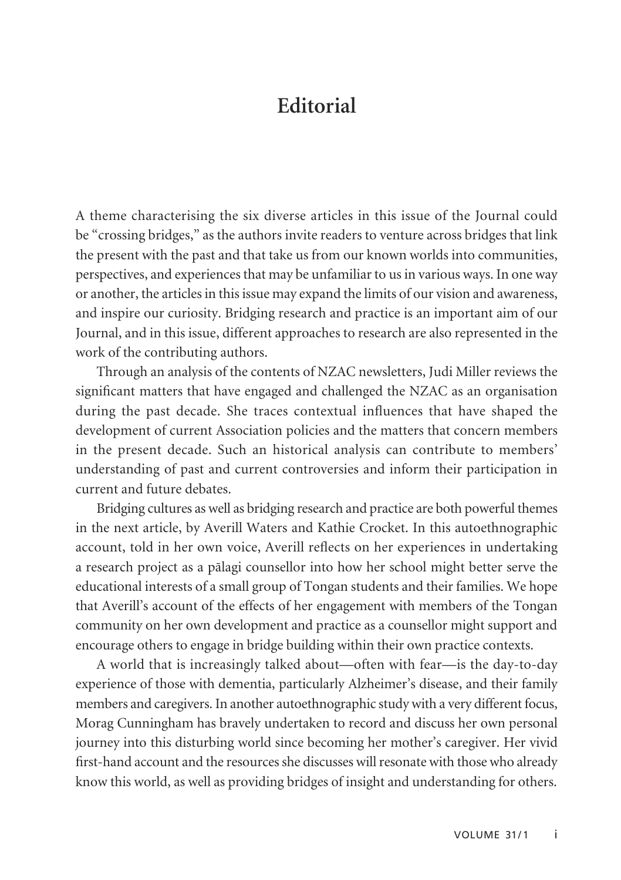# Editorial

A theme characterising the six diverse articles in this issue of the Journal could be "crossing bridges," as the authors invite readers to venture across bridges that link the present with the past and that take us from our known worlds into communities, perspectives, and experiences that may be unfamiliar to us in various ways. In one way or another, the articles in this issue may expand the limits of our vision and awareness, and inspire our curiosity. Bridging research and practice is an important aim of our Journal, and in this issue, different approaches to research are also represented in the work of the contributing authors.

Through an analysis of the contents of NZAC newsletters, Judi Miller reviews the significant matters that have engaged and challenged the NZAC as an organisation during the past decade. She traces contextual influences that have shaped the development of current Association policies and the matters that concern members in the present decade. Such an historical analysis can contribute to members' understanding of past and current controversies and inform their participation in current and future debates.

Bridging cultures as well as bridging research and practice are both powerful themes in the next article, by Averill Waters and Kathie Crocket. In this autoethnographic account, told in her own voice, Averill reflects on her experiences in undertaking a research project as a pālagi counsellor into how her school might better serve the educational interests of a small group of Tongan students and their families. We hope that Averill's account of the effects of her engagement with members of the Tongan community on her own development and practice as a counsellor might support and encourage others to engage in bridge building within their own practice contexts.

A world that is increasingly talked about—often with fear—is the day-to-day experience of those with dementia, particularly Alzheimer's disease, and their family members and caregivers. In another autoethnographic study with a very different focus, Morag Cunningham has bravely undertaken to record and discuss her own personal journey into this disturbing world since becoming her mother's caregiver. Her vivid first-hand account and the resources she discusses will resonate with those who already know this world, as well as providing bridges of insight and understanding for others.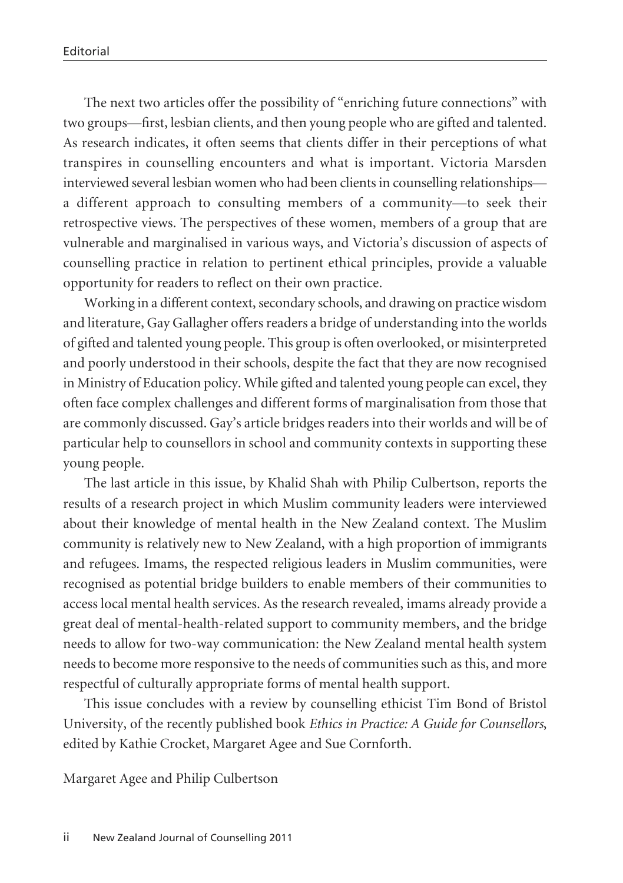The next two articles offer the possibility of "enriching future connections" with two groups—first, lesbian clients, and then young people who are gifted and talented. As research indicates, it often seems that clients differ in their perceptions of what transpires in counselling encounters and what is important. Victoria Marsden interviewed several lesbian women who had been clients in counselling relationships—a different approach to consulting members of a community—to seek their retrospective views. The perspectives of these women, members of a group that are vulnerable and marginalised in various ways, and Victoria's discussion of aspects of counselling practice in relation to pertinent ethical principles, provide a valuable opportunity for readers to reflect on their own practice.

Working in a different context, secondary schools, and drawing on practice wisdom and literature, Gay Gallagher offers readers a bridge of understanding into the worlds of gifted and talented young people. This group is often overlooked, or misinterpreted and poorly understood in their schools, despite the fact that they are now recognised in Ministry of Education policy. While gifted and talented young people can excel, they often face complex challenges and different forms of marginalisation from those that are commonly discussed. Gay's article bridges readers into their worlds and will be of particular help to counsellors in school and community contexts in supporting these young people.

The last article in this issue, by Khalid Shah with Philip Culbertson, reports the results of a research project in which Muslim community leaders were interviewed about their knowledge of mental health in the New Zealand context. The Muslim community is relatively new to New Zealand, with a high proportion of immigrants and refugees. Imams, the respected religious leaders in Muslim communities, were recognised as potential bridge builders to enable members of their communities to access local mental health services. As the research revealed, imams already provide a great deal of mental-health-related support to community members, and the bridge needs to allow for two-way communication: the New Zealand mental health system needs to become more responsive to the needs of communities such as this, and more respectful of culturally appropriate forms of mental health support.

This issue concludes with a review by counselling ethicist Tim Bond of Bristol University, of the recently published book *Ethics in Practice: A Guide for Counsellors*, edited by Kathie Crocket, Margaret Agee and Sue Cornforth.

Margaret Agee and Philip Culbertson